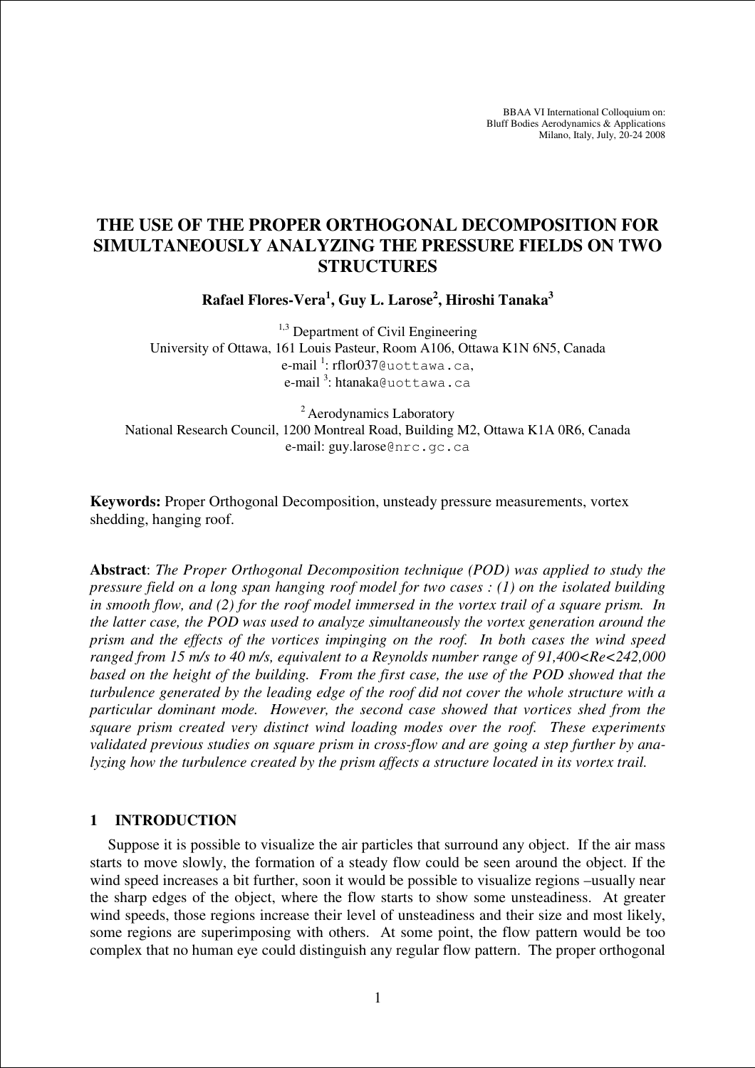# THE USE OF THE PROPER ORTHOGONAL DECOMPOSITION FOR SIMULTANEOUSLY ANALYZING THE PRESSURE FIELDS ON TWO STRUCTURES

**Rafael Flores-Vera[1], Guy L. Larose[2], Hiroshi Tanaka[3]**

[1,3] Department of Civil Engineering
University of Ottawa, 161 Louis Pasteur, Room A106, Ottawa K1N 6N5, Canada
e-mail [1]: rflor037@uottawa.ca,
e-mail [3]: htanaka@uottawa.ca

[2] Aerodynamics Laboratory
National Research Council, 1200 Montreal Road, Building M2, Ottawa K1A 0R6, Canada
e-mail: guy.larose@nrc.gc.ca

**Keywords:** Proper Orthogonal Decomposition, unsteady pressure measurements, vortex shedding, hanging roof.

**Abstract**: *The Proper Orthogonal Decomposition technique (POD) was applied to study the pressure field on a long span hanging roof model for two cases : (1) on the isolated building in smooth flow, and (2) for the roof model immersed in the vortex trail of a square prism. In the latter case, the POD was used to analyze simultaneously the vortex generation around the prism and the effects of the vortices impinging on the roof. In both cases the wind speed ranged from 15 m/s to 40 m/s, equivalent to a Reynolds number range of 91,400<Re<242,000 based on the height of the building. From the first case, the use of the POD showed that the turbulence generated by the leading edge of the roof did not cover the whole structure with a particular dominant mode. However, the second case showed that vortices shed from the square prism created very distinct wind loading modes over the roof. These experiments validated previous studies on square prism in cross-flow and are going a step further by analyzing how the turbulence created by the prism affects a structure located in its vortex trail.*

## 1 INTRODUCTION

Suppose it is possible to visualize the air particles that surround any object. If the air mass starts to move slowly, the formation of a steady flow could be seen around the object. If the wind speed increases a bit further, soon it would be possible to visualize regions –usually near the sharp edges of the object, where the flow starts to show some unsteadiness. At greater wind speeds, those regions increase their level of unsteadiness and their size and most likely, some regions are superimposing with others. At some point, the flow pattern would be too complex that no human eye could distinguish any regular flow pattern. The proper orthogonal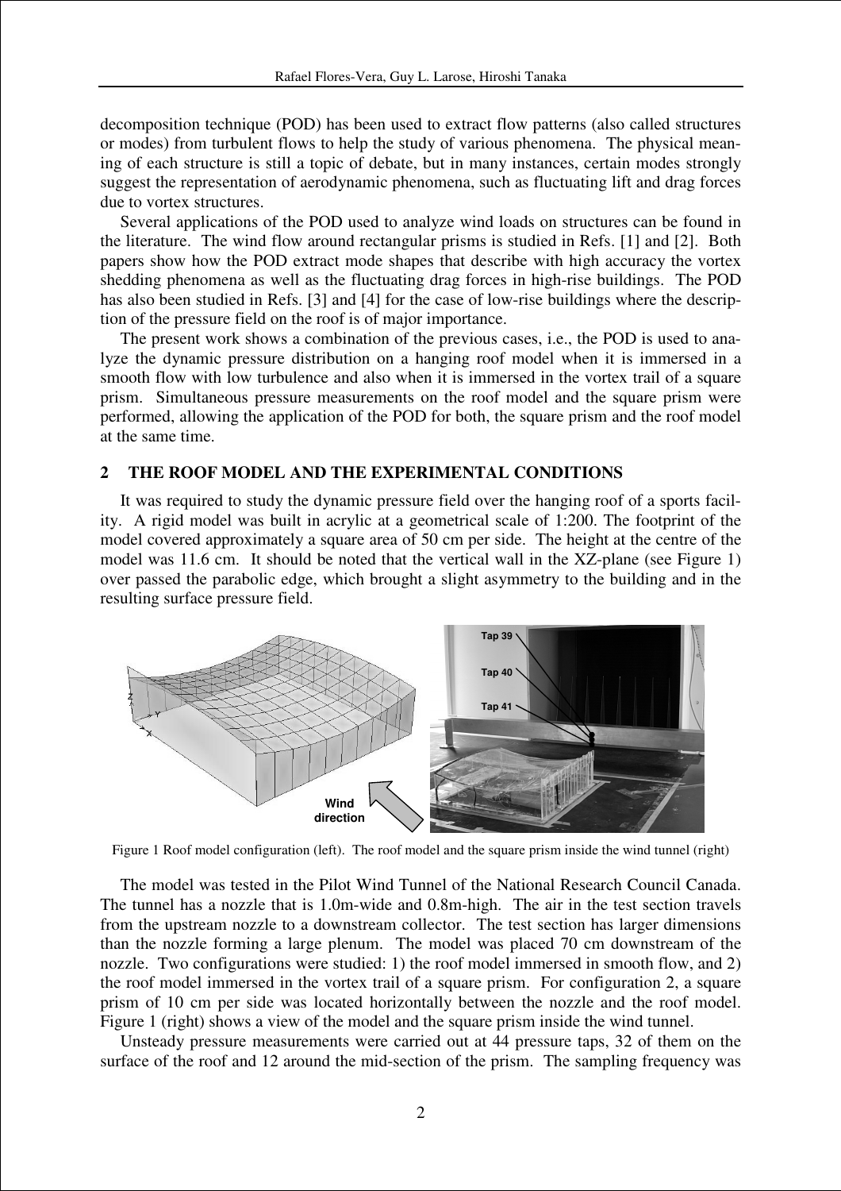decomposition technique (POD) has been used to extract flow patterns (also called structures or modes) from turbulent flows to help the study of various phenomena. The physical meaning of each structure is still a topic of debate, but in many instances, certain modes strongly suggest the representation of aerodynamic phenomena, such as fluctuating lift and drag forces due to vortex structures.

Several applications of the POD used to analyze wind loads on structures can be found in the literature. The wind flow around rectangular prisms is studied in Refs. [1] and [2]. Both papers show how the POD extract mode shapes that describe with high accuracy the vortex shedding phenomena as well as the fluctuating drag forces in high-rise buildings. The POD has also been studied in Refs. [3] and [4] for the case of low-rise buildings where the description of the pressure field on the roof is of major importance.

The present work shows a combination of the previous cases, i.e., the POD is used to analyze the dynamic pressure distribution on a hanging roof model when it is immersed in a smooth flow with low turbulence and also when it is immersed in the vortex trail of a square prism. Simultaneous pressure measurements on the roof model and the square prism were performed, allowing the application of the POD for both, the square prism and the roof model at the same time.

## 2 THE ROOF MODEL AND THE EXPERIMENTAL CONDITIONS

It was required to study the dynamic pressure field over the hanging roof of a sports facility. A rigid model was built in acrylic at a geometrical scale of 1:200. The footprint of the model covered approximately a square area of 50 cm per side. The height at the centre of the model was 11.6 cm. It should be noted that the vertical wall in the XZ-plane (see Figure 1) over passed the parabolic edge, which brought a slight asymmetry to the building and in the resulting surface pressure field.

Figure 1 Roof model configuration (left). The roof model and the square prism inside the wind tunnel (right)

The model was tested in the Pilot Wind Tunnel of the National Research Council Canada. The tunnel has a nozzle that is 1.0m-wide and 0.8m-high. The air in the test section travels from the upstream nozzle to a downstream collector. The test section has larger dimensions than the nozzle forming a large plenum. The model was placed 70 cm downstream of the nozzle. Two configurations were studied: 1) the roof model immersed in smooth flow, and 2) the roof model immersed in the vortex trail of a square prism. For configuration 2, a square prism of 10 cm per side was located horizontally between the nozzle and the roof model. Figure 1 (right) shows a view of the model and the square prism inside the wind tunnel.

Unsteady pressure measurements were carried out at 44 pressure taps, 32 of them on the surface of the roof and 12 around the mid-section of the prism. The sampling frequency was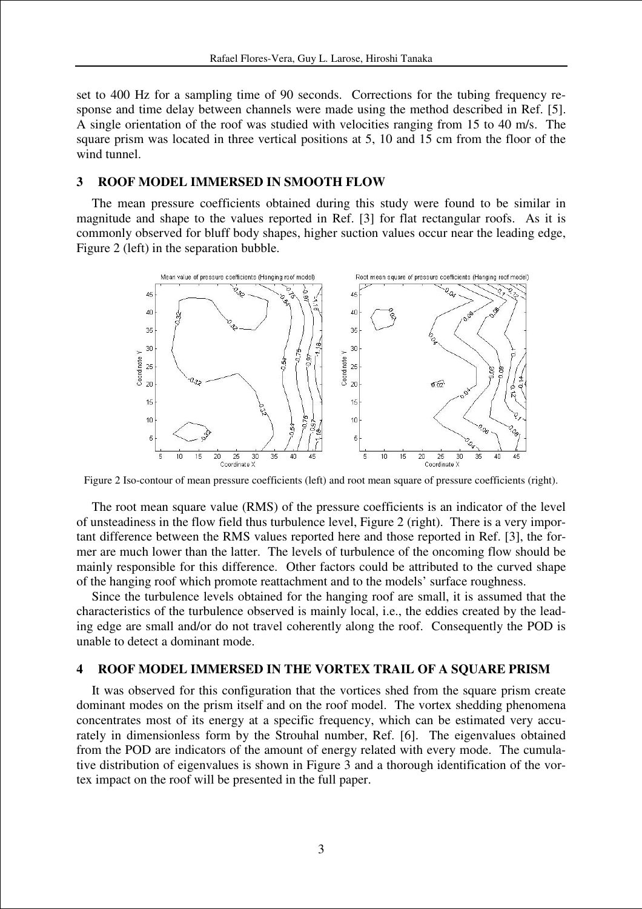set to 400 Hz for a sampling time of 90 seconds. Corrections for the tubing frequency response and time delay between channels were made using the method described in Ref. [5]. A single orientation of the roof was studied with velocities ranging from 15 to 40 m/s. The square prism was located in three vertical positions at 5, 10 and 15 cm from the floor of the wind tunnel.

## 3 ROOF MODEL IMMERSED IN SMOOTH FLOW

The mean pressure coefficients obtained during this study were found to be similar in magnitude and shape to the values reported in Ref. [3] for flat rectangular roofs. As it is commonly observed for bluff body shapes, higher suction values occur near the leading edge, Figure 2 (left) in the separation bubble.

Figure 2 Iso-contour of mean pressure coefficients (left) and root mean square of pressure coefficients (right).

The root mean square value (RMS) of the pressure coefficients is an indicator of the level of unsteadiness in the flow field thus turbulence level, Figure 2 (right). There is a very important difference between the RMS values reported here and those reported in Ref. [3], the former are much lower than the latter. The levels of turbulence of the oncoming flow should be mainly responsible for this difference. Other factors could be attributed to the curved shape of the hanging roof which promote reattachment and to the models' surface roughness.

Since the turbulence levels obtained for the hanging roof are small, it is assumed that the characteristics of the turbulence observed is mainly local, i.e., the eddies created by the leading edge are small and/or do not travel coherently along the roof. Consequently the POD is unable to detect a dominant mode.

## 4 ROOF MODEL IMMERSED IN THE VORTEX TRAIL OF A SQUARE PRISM

It was observed for this configuration that the vortices shed from the square prism create dominant modes on the prism itself and on the roof model. The vortex shedding phenomena concentrates most of its energy at a specific frequency, which can be estimated very accurately in dimensionless form by the Strouhal number, Ref. [6]. The eigenvalues obtained from the POD are indicators of the amount of energy related with every mode. The cumulative distribution of eigenvalues is shown in Figure 3 and a thorough identification of the vortex impact on the roof will be presented in the full paper.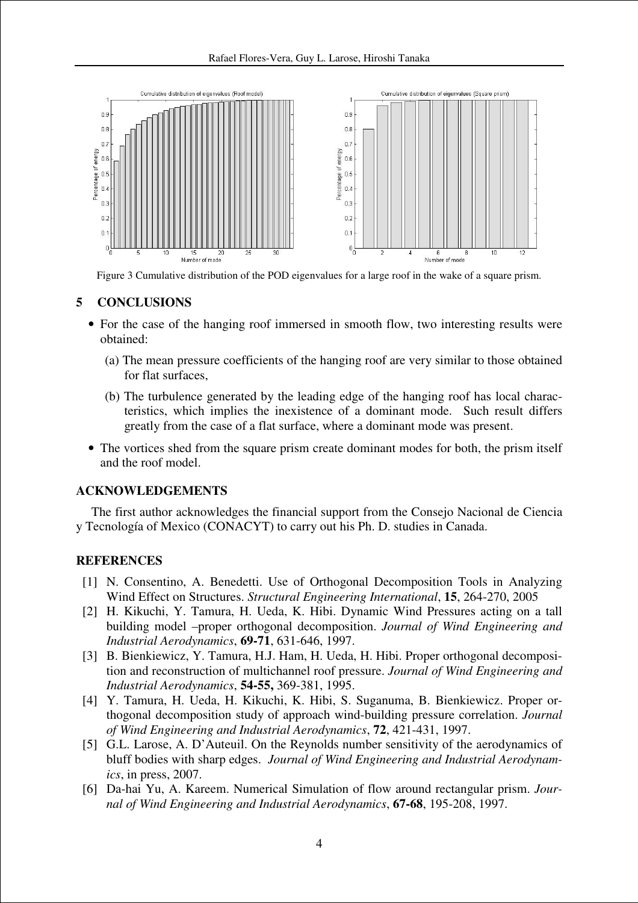Cumulative distribution of eigenvalues (Roof model)

Percentage of energy

Number of mode

Cumulative distribution of eigenvalues (Square prism)

Percentage of energy

Number of mode

Figure 3 Cumulative distribution of the POD eigenvalues for a large roof in the wake of a square prism.

## 5 CONCLUSIONS

- For the case of the hanging roof immersed in smooth flow, two interesting results were obtained:
  - (a) The mean pressure coefficients of the hanging roof are very similar to those obtained for flat surfaces,
  - (b) The turbulence generated by the leading edge of the hanging roof has local characteristics, which implies the inexistence of a dominant mode. Such result differs greatly from the case of a flat surface, where a dominant mode was present.
- The vortices shed from the square prism create dominant modes for both, the prism itself and the roof model.

## ACKNOWLEDGEMENTS

The first author acknowledges the financial support from the Consejo Nacional de Ciencia y Tecnología of Mexico (CONACYT) to carry out his Ph. D. studies in Canada.

## REFERENCES

[1] N. Consentino, A. Benedetti. Use of Orthogonal Decomposition Tools in Analyzing Wind Effect on Structures. *Structural Engineering International*, **15**, 264-270, 2005

[2] H. Kikuchi, Y. Tamura, H. Ueda, K. Hibi. Dynamic Wind Pressures acting on a tall building model –proper orthogonal decomposition. *Journal of Wind Engineering and Industrial Aerodynamics*, **69-71**, 631-646, 1997.

[3] B. Bienkiewicz, Y. Tamura, H.J. Ham, H. Ueda, H. Hibi. Proper orthogonal decomposition and reconstruction of multichannel roof pressure. *Journal of Wind Engineering and Industrial Aerodynamics*, **54-55,** 369-381, 1995.

[4] Y. Tamura, H. Ueda, H. Kikuchi, K. Hibi, S. Suganuma, B. Bienkiewicz. Proper orthogonal decomposition study of approach wind-building pressure correlation. *Journal of Wind Engineering and Industrial Aerodynamics*, **72**, 421-431, 1997.

[5] G.L. Larose, A. D'Auteuil. On the Reynolds number sensitivity of the aerodynamics of bluff bodies with sharp edges. *Journal of Wind Engineering and Industrial Aerodynamics*, in press, 2007.

[6] Da-hai Yu, A. Kareem. Numerical Simulation of flow around rectangular prism. *Journal of Wind Engineering and Industrial Aerodynamics*, **67-68**, 195-208, 1997.